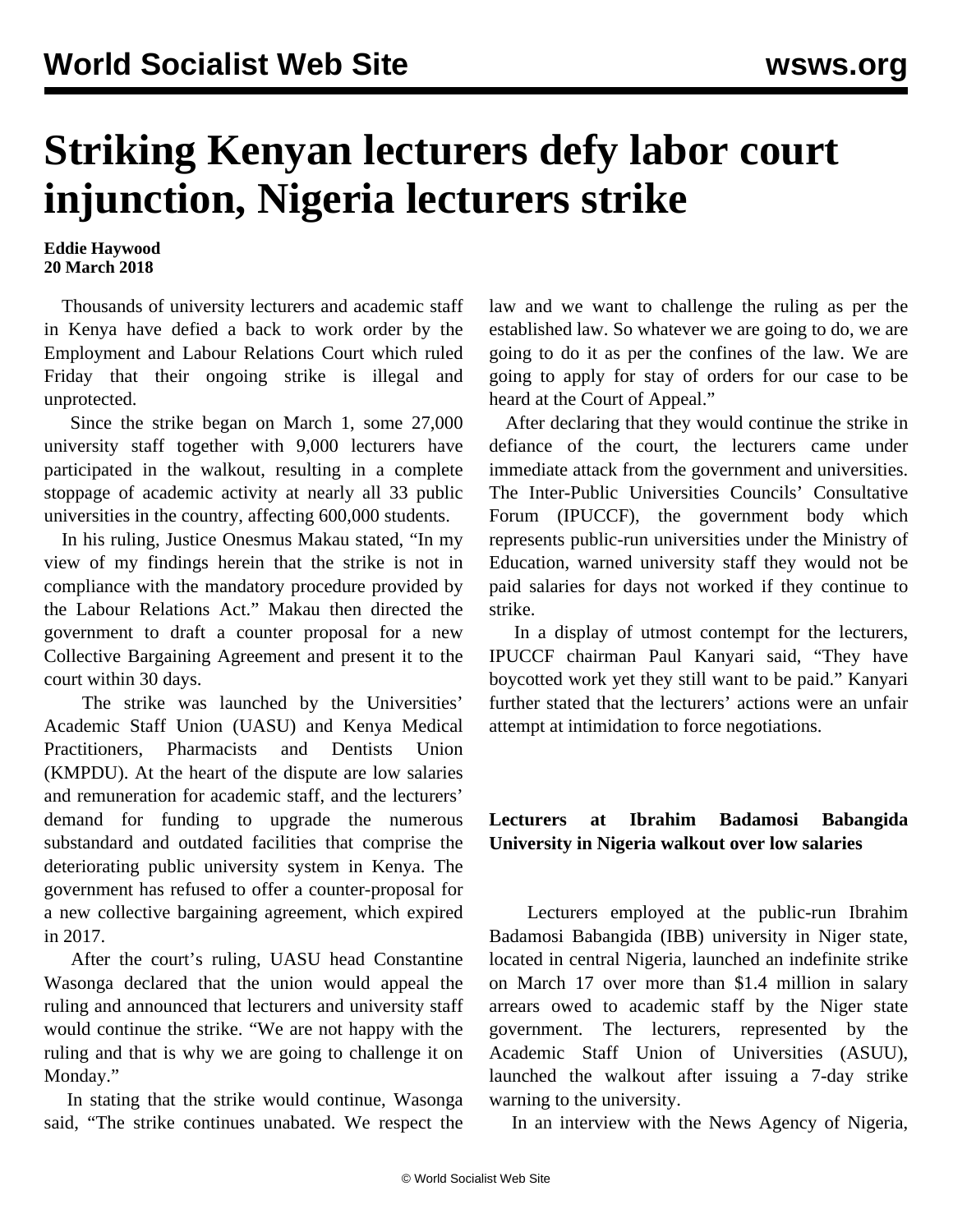# Striking Kenyan lecturers defy labor court injunction, Nigeria lecturers strike

**Eddie Haywood**
**20 March 2018**

Thousands of university lecturers and academic staff in Kenya have defied a back to work order by the Employment and Labour Relations Court which ruled Friday that their ongoing strike is illegal and unprotected.

Since the strike began on March 1, some 27,000 university staff together with 9,000 lecturers have participated in the walkout, resulting in a complete stoppage of academic activity at nearly all 33 public universities in the country, affecting 600,000 students.

In his ruling, Justice Onesmus Makau stated, "In my view of my findings herein that the strike is not in compliance with the mandatory procedure provided by the Labour Relations Act." Makau then directed the government to draft a counter proposal for a new Collective Bargaining Agreement and present it to the court within 30 days.

The strike was launched by the Universities' Academic Staff Union (UASU) and Kenya Medical Practitioners, Pharmacists and Dentists Union (KMPDU). At the heart of the dispute are low salaries and remuneration for academic staff, and the lecturers' demand for funding to upgrade the numerous substandard and outdated facilities that comprise the deteriorating public university system in Kenya. The government has refused to offer a counter-proposal for a new collective bargaining agreement, which expired in 2017.

After the court's ruling, UASU head Constantine Wasonga declared that the union would appeal the ruling and announced that lecturers and university staff would continue the strike. "We are not happy with the ruling and that is why we are going to challenge it on Monday."

In stating that the strike would continue, Wasonga said, "The strike continues unabated. We respect the law and we want to challenge the ruling as per the established law. So whatever we are going to do, we are going to do it as per the confines of the law. We are going to apply for stay of orders for our case to be heard at the Court of Appeal."

After declaring that they would continue the strike in defiance of the court, the lecturers came under immediate attack from the government and universities. The Inter-Public Universities Councils' Consultative Forum (IPUCCF), the government body which represents public-run universities under the Ministry of Education, warned university staff they would not be paid salaries for days not worked if they continue to strike.

In a display of utmost contempt for the lecturers, IPUCCF chairman Paul Kanyari said, "They have boycotted work yet they still want to be paid." Kanyari further stated that the lecturers' actions were an unfair attempt at intimidation to force negotiations.

**Lecturers at Ibrahim Badamosi Babangida University in Nigeria walkout over low salaries**

Lecturers employed at the public-run Ibrahim Badamosi Babangida (IBB) university in Niger state, located in central Nigeria, launched an indefinite strike on March 17 over more than $1.4 million in salary arrears owed to academic staff by the Niger state government. The lecturers, represented by the Academic Staff Union of Universities (ASUU), launched the walkout after issuing a 7-day strike warning to the university.

In an interview with the News Agency of Nigeria,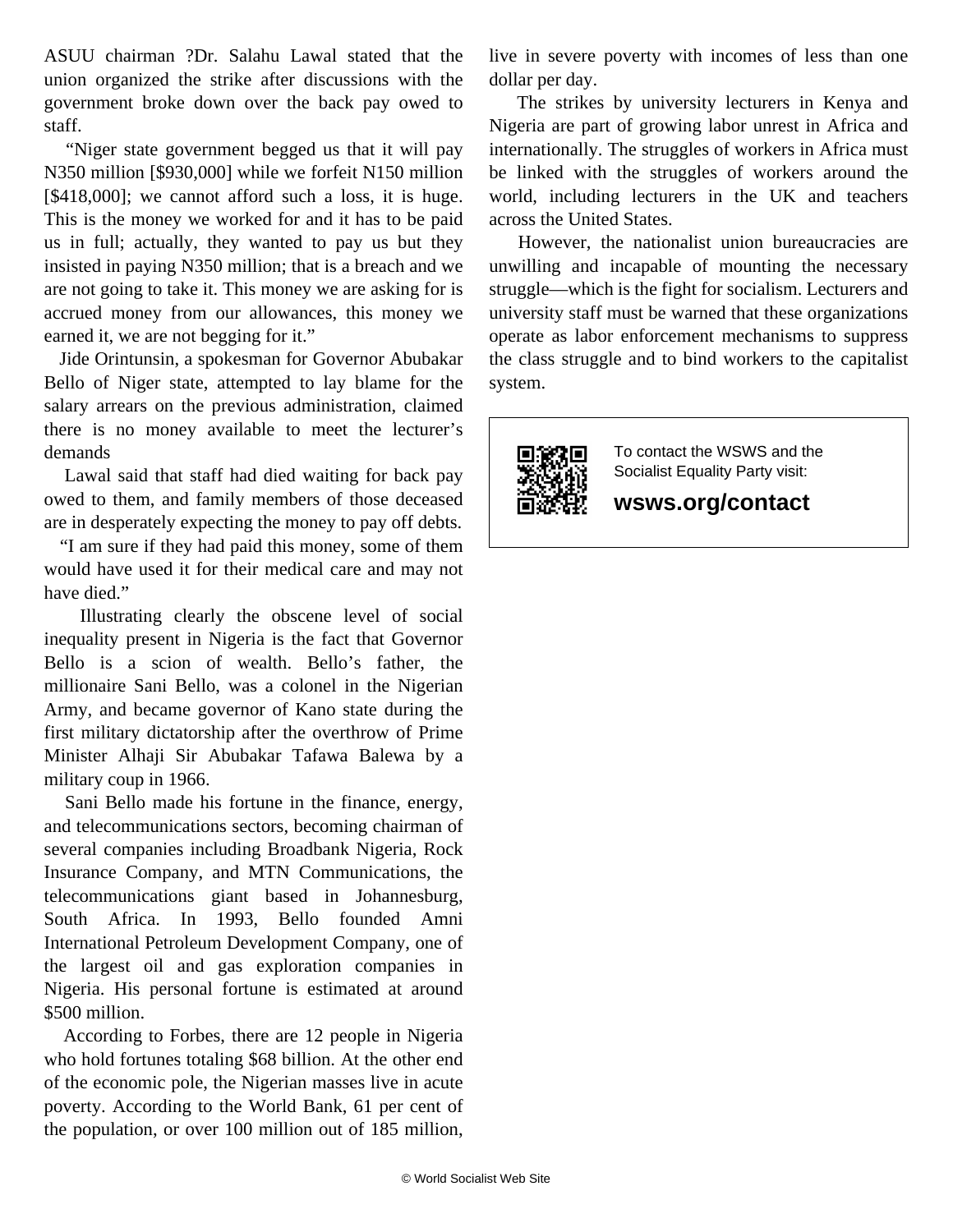ASUU chairman ?Dr. Salahu Lawal stated that the union organized the strike after discussions with the government broke down over the back pay owed to staff.

"Niger state government begged us that it will pay N350 million [$930,000] while we forfeit N150 million [$418,000]; we cannot afford such a loss, it is huge. This is the money we worked for and it has to be paid us in full; actually, they wanted to pay us but they insisted in paying N350 million; that is a breach and we are not going to take it. This money we are asking for is accrued money from our allowances, this money we earned it, we are not begging for it."

Jide Orintunsin, a spokesman for Governor Abubakar Bello of Niger state, attempted to lay blame for the salary arrears on the previous administration, claimed there is no money available to meet the lecturer's demands

Lawal said that staff had died waiting for back pay owed to them, and family members of those deceased are in desperately expecting the money to pay off debts.

"I am sure if they had paid this money, some of them would have used it for their medical care and may not have died."

Illustrating clearly the obscene level of social inequality present in Nigeria is the fact that Governor Bello is a scion of wealth. Bello's father, the millionaire Sani Bello, was a colonel in the Nigerian Army, and became governor of Kano state during the first military dictatorship after the overthrow of Prime Minister Alhaji Sir Abubakar Tafawa Balewa by a military coup in 1966.

Sani Bello made his fortune in the finance, energy, and telecommunications sectors, becoming chairman of several companies including Broadbank Nigeria, Rock Insurance Company, and MTN Communications, the telecommunications giant based in Johannesburg, South Africa. In 1993, Bello founded Amni International Petroleum Development Company, one of the largest oil and gas exploration companies in Nigeria. His personal fortune is estimated at around $500 million.

According to Forbes, there are 12 people in Nigeria who hold fortunes totaling $68 billion. At the other end of the economic pole, the Nigerian masses live in acute poverty. According to the World Bank, 61 per cent of the population, or over 100 million out of 185 million, live in severe poverty with incomes of less than one dollar per day.

The strikes by university lecturers in Kenya and Nigeria are part of growing labor unrest in Africa and internationally. The struggles of workers in Africa must be linked with the struggles of workers around the world, including lecturers in the UK and teachers across the United States.

However, the nationalist union bureaucracies are unwilling and incapable of mounting the necessary struggle—which is the fight for socialism. Lecturers and university staff must be warned that these organizations operate as labor enforcement mechanisms to suppress the class struggle and to bind workers to the capitalist system.

To contact the WSWS and the Socialist Equality Party visit:

**wsws.org/contact**